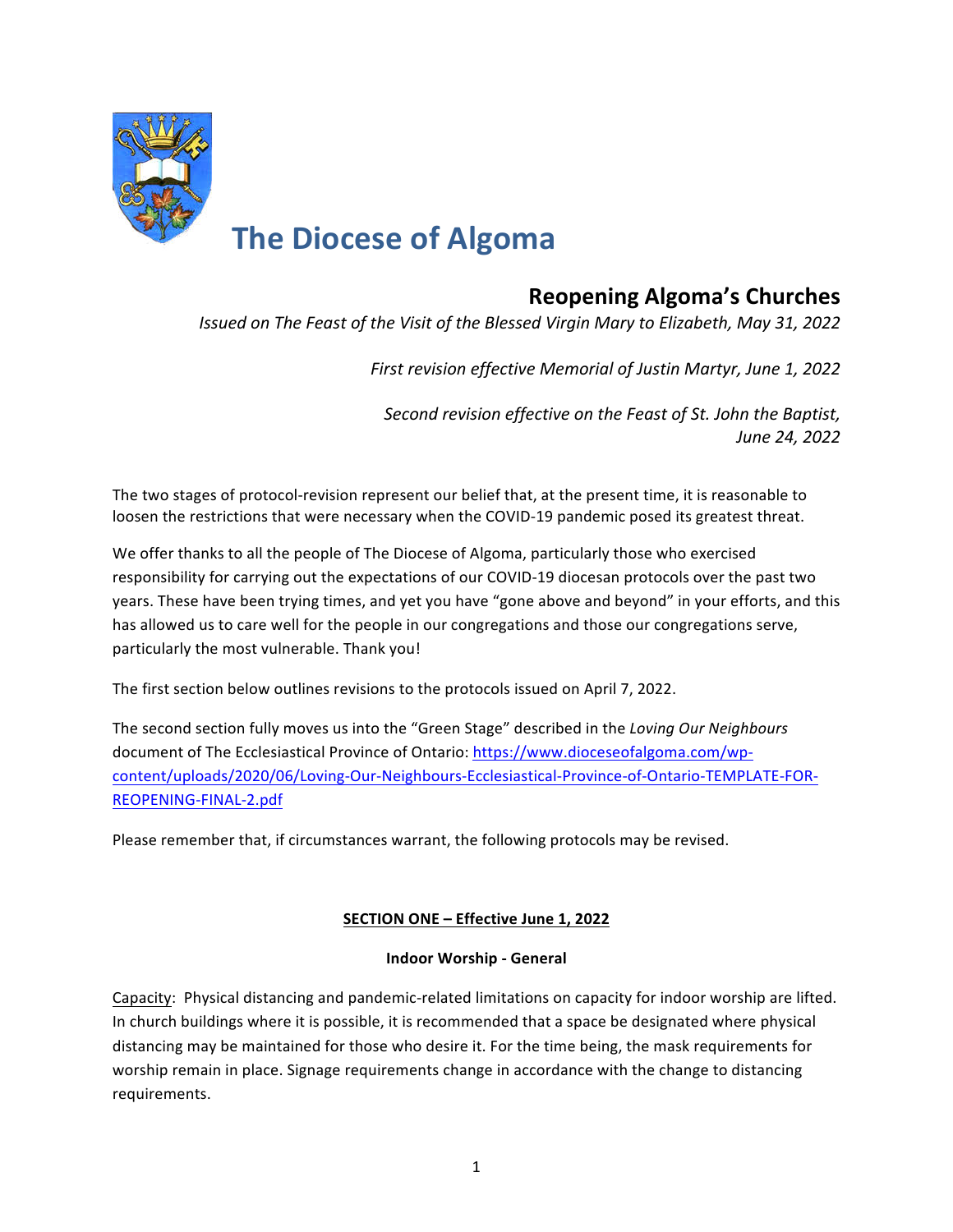# The Diocese of Algoma

## Reopening Algoma's Churches

*Issued on The Feast of the Visit of the Blessed Virgin Mary to Elizabeth, May 31, 2022*

*First revision effective Memorial of Justin Martyr, June 1, 2022*

*Second revision effective on the Feast of St. John the Baptist, June 24, 2022*

The two stages of protocol-revision represent our belief that, at the present time, it is reasonable to loosen the restrictions that were necessary when the COVID-19 pandemic posed its greatest threat.

We offer thanks to all the people of The Diocese of Algoma, particularly those who exercised responsibility for carrying out the expectations of our COVID-19 diocesan protocols over the past two years. These have been trying times, and yet you have "gone above and beyond" in your efforts, and this has allowed us to care well for the people in our congregations and those our congregations serve, particularly the most vulnerable. Thank you!

The first section below outlines revisions to the protocols issued on April 7, 2022.

The second section fully moves us into the "Green Stage" described in the *Loving Our Neighbours* document of The Ecclesiastical Province of Ontario: https://www.dioceseofalgoma.com/wp-content/uploads/2020/06/Loving-Our-Neighbours-Ecclesiastical-Province-of-Ontario-TEMPLATE-FOR-REOPENING-FINAL-2.pdf

Please remember that, if circumstances warrant, the following protocols may be revised.

### SECTION ONE – Effective June 1, 2022

#### Indoor Worship - General

Capacity: Physical distancing and pandemic-related limitations on capacity for indoor worship are lifted. In church buildings where it is possible, it is recommended that a space be designated where physical distancing may be maintained for those who desire it. For the time being, the mask requirements for worship remain in place. Signage requirements change in accordance with the change to distancing requirements.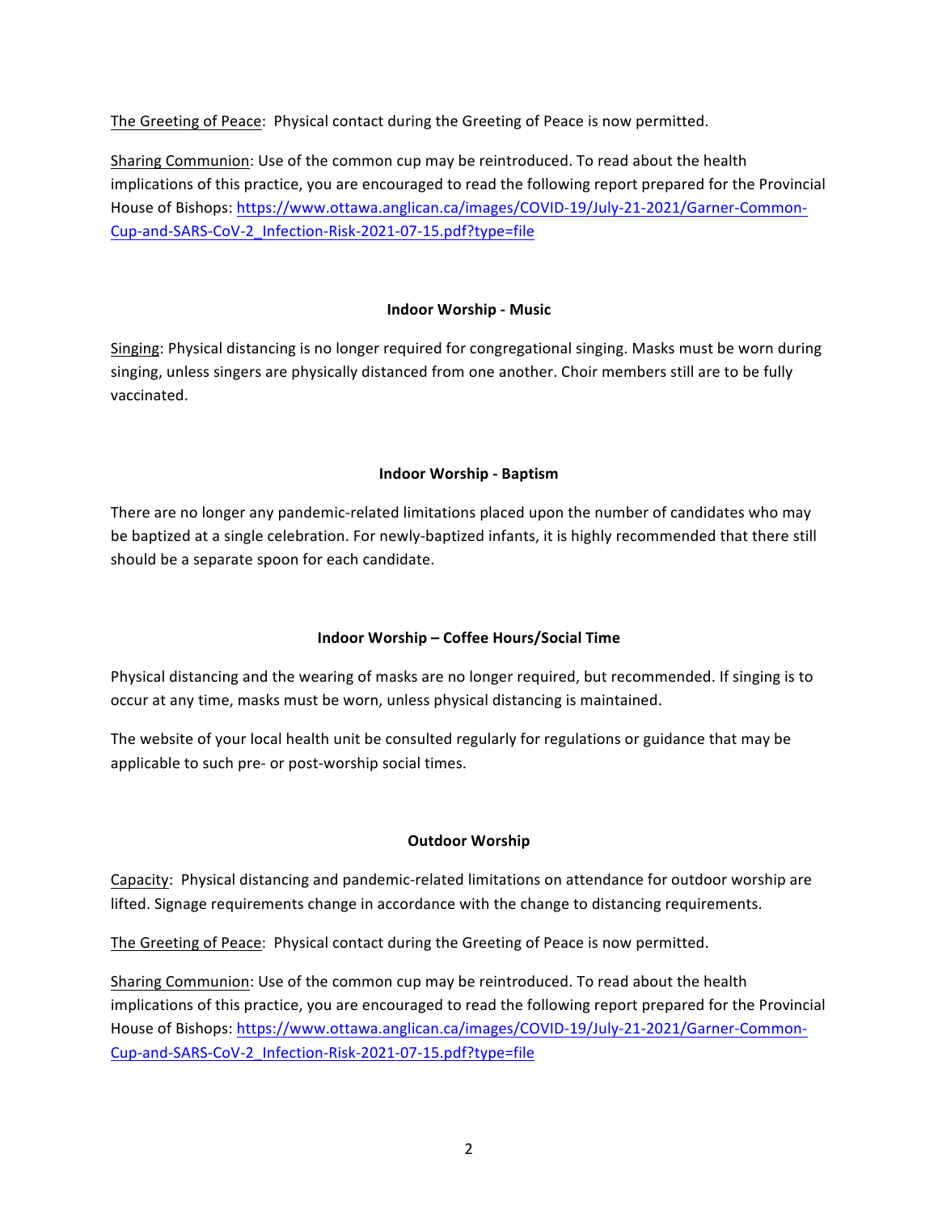The Greeting of Peace: Physical contact during the Greeting of Peace is now permitted.

Sharing Communion: Use of the common cup may be reintroduced. To read about the health implications of this practice, you are encouraged to read the following report prepared for the Provincial House of Bishops: https://www.ottawa.anglican.ca/images/COVID-19/July-21-2021/Garner-Common-Cup-and-SARS-CoV-2_Infection-Risk-2021-07-15.pdf?type=file

### Indoor Worship - Music

Singing: Physical distancing is no longer required for congregational singing. Masks must be worn during singing, unless singers are physically distanced from one another. Choir members still are to be fully vaccinated.

### Indoor Worship - Baptism

There are no longer any pandemic-related limitations placed upon the number of candidates who may be baptized at a single celebration. For newly-baptized infants, it is highly recommended that there still should be a separate spoon for each candidate.

### Indoor Worship – Coffee Hours/Social Time

Physical distancing and the wearing of masks are no longer required, but recommended. If singing is to occur at any time, masks must be worn, unless physical distancing is maintained.

The website of your local health unit be consulted regularly for regulations or guidance that may be applicable to such pre- or post-worship social times.

### Outdoor Worship

Capacity: Physical distancing and pandemic-related limitations on attendance for outdoor worship are lifted. Signage requirements change in accordance with the change to distancing requirements.

The Greeting of Peace: Physical contact during the Greeting of Peace is now permitted.

Sharing Communion: Use of the common cup may be reintroduced. To read about the health implications of this practice, you are encouraged to read the following report prepared for the Provincial House of Bishops: https://www.ottawa.anglican.ca/images/COVID-19/July-21-2021/Garner-Common-Cup-and-SARS-CoV-2_Infection-Risk-2021-07-15.pdf?type=file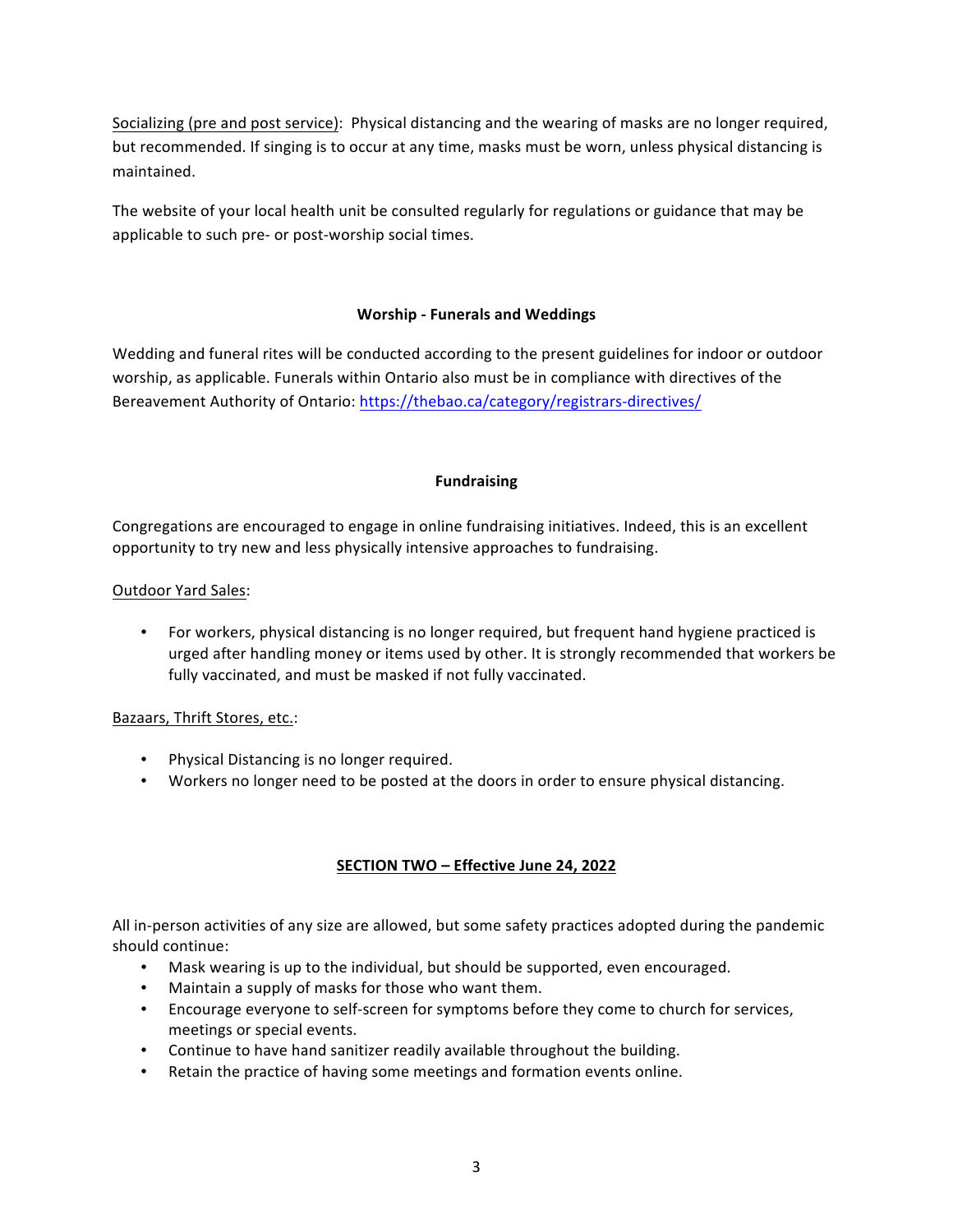Socializing (pre and post service): Physical distancing and the wearing of masks are no longer required, but recommended. If singing is to occur at any time, masks must be worn, unless physical distancing is maintained.

The website of your local health unit be consulted regularly for regulations or guidance that may be applicable to such pre- or post-worship social times.

### Worship - Funerals and Weddings

Wedding and funeral rites will be conducted according to the present guidelines for indoor or outdoor worship, as applicable. Funerals within Ontario also must be in compliance with directives of the Bereavement Authority of Ontario: https://thebao.ca/category/registrars-directives/

### Fundraising

Congregations are encouraged to engage in online fundraising initiatives. Indeed, this is an excellent opportunity to try new and less physically intensive approaches to fundraising.

Outdoor Yard Sales:

- For workers, physical distancing is no longer required, but frequent hand hygiene practiced is urged after handling money or items used by other. It is strongly recommended that workers be fully vaccinated, and must be masked if not fully vaccinated.

Bazaars, Thrift Stores, etc.:

- Physical Distancing is no longer required.
- Workers no longer need to be posted at the doors in order to ensure physical distancing.

## SECTION TWO – Effective June 24, 2022

All in-person activities of any size are allowed, but some safety practices adopted during the pandemic should continue:

- Mask wearing is up to the individual, but should be supported, even encouraged.
- Maintain a supply of masks for those who want them.
- Encourage everyone to self-screen for symptoms before they come to church for services, meetings or special events.
- Continue to have hand sanitizer readily available throughout the building.
- Retain the practice of having some meetings and formation events online.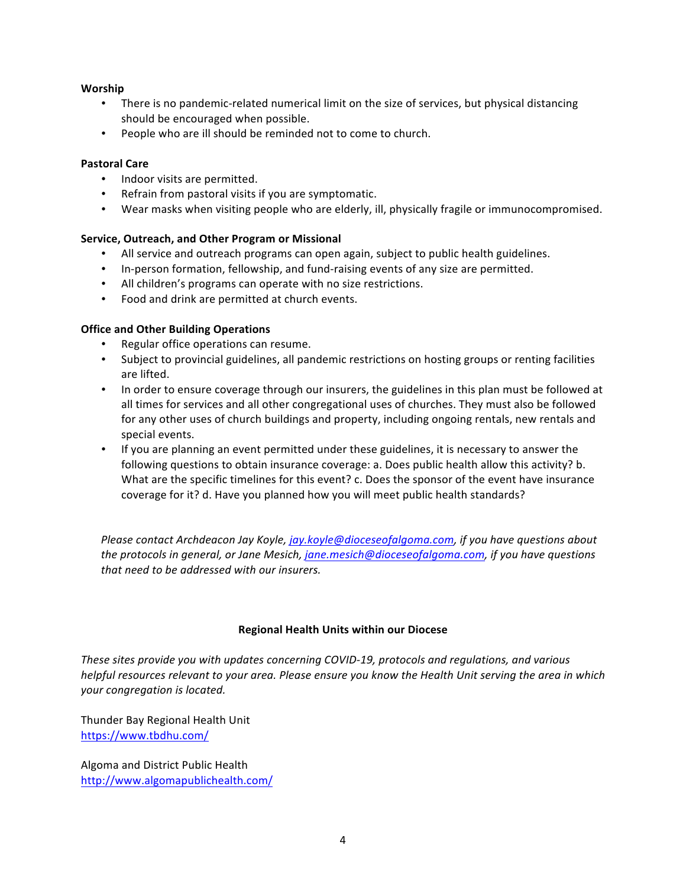**Worship**

- There is no pandemic-related numerical limit on the size of services, but physical distancing should be encouraged when possible.
- People who are ill should be reminded not to come to church.

**Pastoral Care**

- Indoor visits are permitted.
- Refrain from pastoral visits if you are symptomatic.
- Wear masks when visiting people who are elderly, ill, physically fragile or immunocompromised.

**Service, Outreach, and Other Program or Missional**

- All service and outreach programs can open again, subject to public health guidelines.
- In-person formation, fellowship, and fund-raising events of any size are permitted.
- All children's programs can operate with no size restrictions.
- Food and drink are permitted at church events.

**Office and Other Building Operations**

- Regular office operations can resume.
- Subject to provincial guidelines, all pandemic restrictions on hosting groups or renting facilities are lifted.
- In order to ensure coverage through our insurers, the guidelines in this plan must be followed at all times for services and all other congregational uses of churches. They must also be followed for any other uses of church buildings and property, including ongoing rentals, new rentals and special events.
- If you are planning an event permitted under these guidelines, it is necessary to answer the following questions to obtain insurance coverage: a. Does public health allow this activity? b. What are the specific timelines for this event? c. Does the sponsor of the event have insurance coverage for it? d. Have you planned how you will meet public health standards?

*Please contact Archdeacon Jay Koyle, [jay.koyle@dioceseofalgoma.com](mailto:jay.koyle@dioceseofalgoma.com), if you have questions about the protocols in general, or Jane Mesich, [jane.mesich@dioceseofalgoma.com](mailto:jane.mesich@dioceseofalgoma.com), if you have questions that need to be addressed with our insurers.*

**Regional Health Units within our Diocese**

*These sites provide you with updates concerning COVID-19, protocols and regulations, and various helpful resources relevant to your area. Please ensure you know the Health Unit serving the area in which your congregation is located.*

Thunder Bay Regional Health Unit
[https://www.tbdhu.com/](https://www.tbdhu.com/)

Algoma and District Public Health
[http://www.algomapublichealth.com/](http://www.algomapublichealth.com/)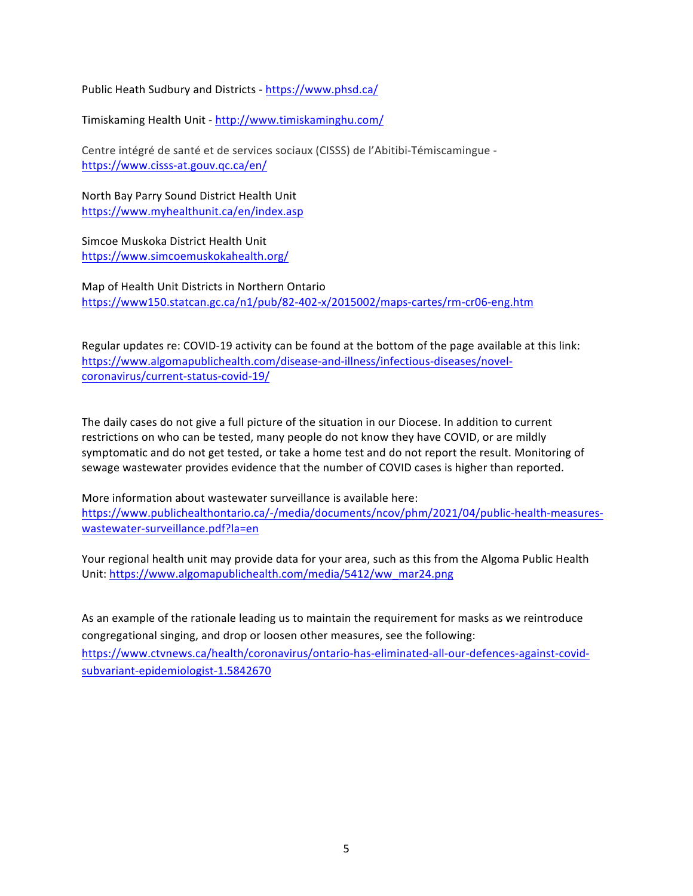Public Heath Sudbury and Districts - https://www.phsd.ca/

Timiskaming Health Unit - http://www.timiskaminghu.com/

Centre intégré de santé et de services sociaux (CISSS) de l'Abitibi-Témiscamingue - https://www.cisss-at.gouv.qc.ca/en/

North Bay Parry Sound District Health Unit
https://www.myhealthunit.ca/en/index.asp

Simcoe Muskoka District Health Unit
https://www.simcoemuskokahealth.org/

Map of Health Unit Districts in Northern Ontario
https://www150.statcan.gc.ca/n1/pub/82-402-x/2015002/maps-cartes/rm-cr06-eng.htm

Regular updates re: COVID-19 activity can be found at the bottom of the page available at this link: https://www.algomapublichealth.com/disease-and-illness/infectious-diseases/novel-coronavirus/current-status-covid-19/

The daily cases do not give a full picture of the situation in our Diocese. In addition to current restrictions on who can be tested, many people do not know they have COVID, or are mildly symptomatic and do not get tested, or take a home test and do not report the result. Monitoring of sewage wastewater provides evidence that the number of COVID cases is higher than reported.

More information about wastewater surveillance is available here: https://www.publichealthontario.ca/-/media/documents/ncov/phm/2021/04/public-health-measures-wastewater-surveillance.pdf?la=en

Your regional health unit may provide data for your area, such as this from the Algoma Public Health Unit: https://www.algomapublichealth.com/media/5412/ww_mar24.png

As an example of the rationale leading us to maintain the requirement for masks as we reintroduce congregational singing, and drop or loosen other measures, see the following: https://www.ctvnews.ca/health/coronavirus/ontario-has-eliminated-all-our-defences-against-covid-subvariant-epidemiologist-1.5842670